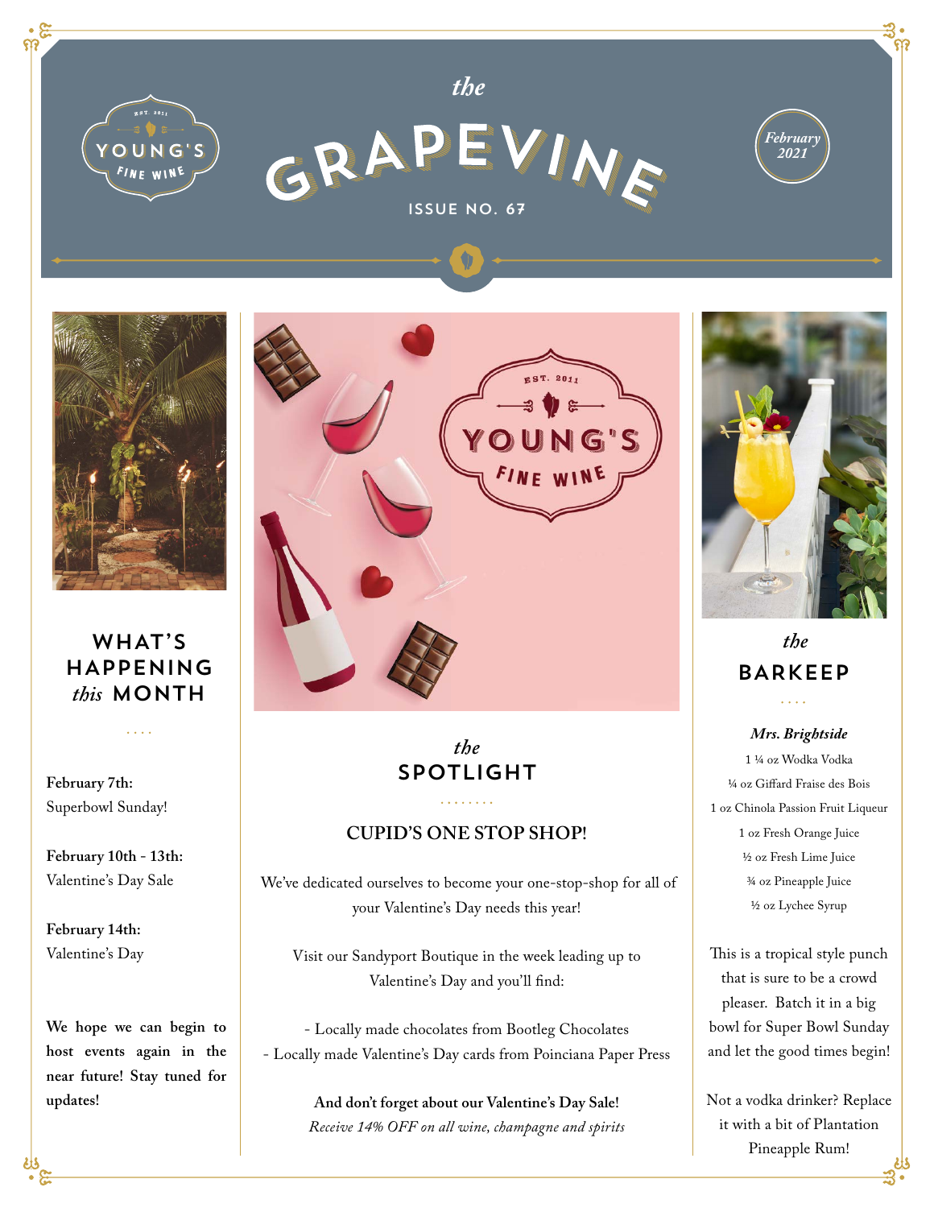# the GRAPEVINE

ISSUE NO. 67

YOUNG'S FINE WINE — EST. 2011

February 2021

## WHAT'S HAPPENING *this* MONTH

**February 7th:**
Superbowl Sunday!

**February 10th - 13th:**
Valentine's Day Sale

**February 14th:**
Valentine's Day

**We hope we can begin to host events again in the near future! Stay tuned for updates!**

## *the* SPOTLIGHT

### CUPID'S ONE STOP SHOP!

We've dedicated ourselves to become your one-stop-shop for all of your Valentine's Day needs this year!

Visit our Sandyport Boutique in the week leading up to Valentine's Day and you'll find:

- Locally made chocolates from Bootleg Chocolates
- Locally made Valentine's Day cards from Poinciana Paper Press

**And don't forget about our Valentine's Day Sale!**
*Receive 14% OFF on all wine, champagne and spirits*

## *the* BARKEEP

***Mrs. Brightside***

1 ¼ oz Wodka Vodka
¼ oz Giffard Fraise des Bois
1 oz Chinola Passion Fruit Liqueur
1 oz Fresh Orange Juice
½ oz Fresh Lime Juice
¾ oz Pineapple Juice
½ oz Lychee Syrup

This is a tropical style punch that is sure to be a crowd pleaser. Batch it in a big bowl for Super Bowl Sunday and let the good times begin!

Not a vodka drinker? Replace it with a bit of Plantation Pineapple Rum!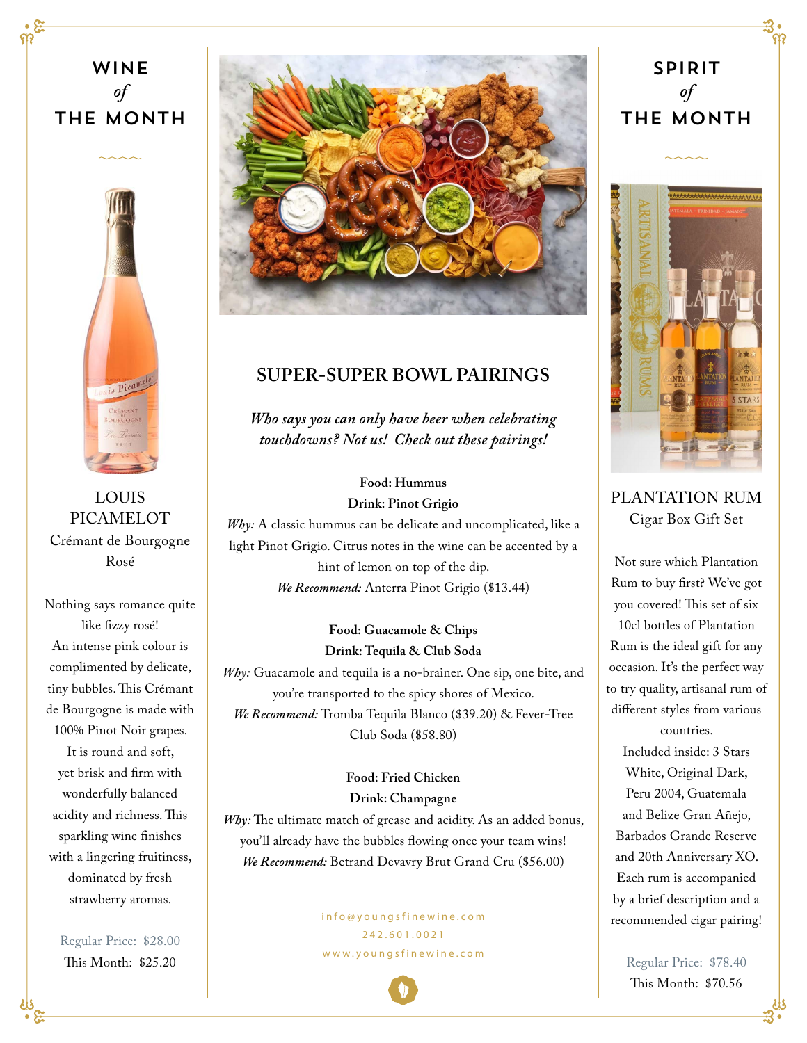## WINE *of* THE MONTH

LOUIS PICAMELOT
Crémant de Bourgogne Rosé

Nothing says romance quite like fizzy rosé!
An intense pink colour is complimented by delicate, tiny bubbles. This Crémant de Bourgogne is made with 100% Pinot Noir grapes.
It is round and soft, yet brisk and firm with wonderfully balanced acidity and richness. This sparkling wine finishes with a lingering fruitiness, dominated by fresh strawberry aromas.

Regular Price: $28.00
This Month: $25.20

## SUPER-SUPER BOWL PAIRINGS

*Who says you can only have beer when celebrating touchdowns? Not us! Check out these pairings!*

**Food: Hummus**
**Drink: Pinot Grigio**
*Why:* A classic hummus can be delicate and uncomplicated, like a light Pinot Grigio. Citrus notes in the wine can be accented by a hint of lemon on top of the dip.
*We Recommend:* Anterra Pinot Grigio ($13.44)

**Food: Guacamole & Chips**
**Drink: Tequila & Club Soda**
*Why:* Guacamole and tequila is a no-brainer. One sip, one bite, and you're transported to the spicy shores of Mexico.
*We Recommend:* Tromba Tequila Blanco ($39.20) & Fever-Tree Club Soda ($58.80)

**Food: Fried Chicken**
**Drink: Champagne**
*Why:* The ultimate match of grease and acidity. As an added bonus, you'll already have the bubbles flowing once your team wins!
*We Recommend:* Betrand Devavry Brut Grand Cru ($56.00)

info@youngsfinewine.com
242.601.0021
www.youngsfinewine.com

## SPIRIT *of* THE MONTH

PLANTATION RUM
Cigar Box Gift Set

Not sure which Plantation Rum to buy first? We've got you covered! This set of six 10cl bottles of Plantation Rum is the ideal gift for any occasion. It's the perfect way to try quality, artisanal rum of different styles from various countries.
Included inside: 3 Stars White, Original Dark, Peru 2004, Guatemala and Belize Gran Añejo, Barbados Grande Reserve and 20th Anniversary XO. Each rum is accompanied by a brief description and a recommended cigar pairing!

Regular Price: $78.40
This Month: $70.56